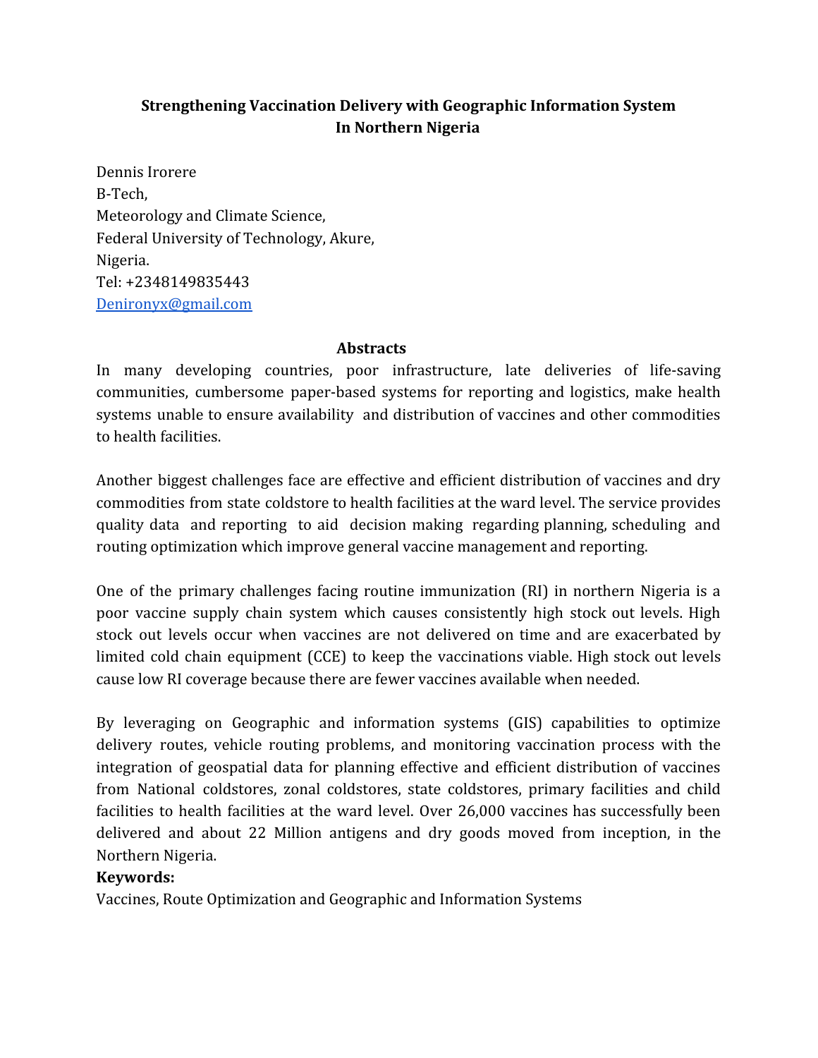# Strengthening Vaccination Delivery with Geographic Information System In Northern Nigeria

Dennis Irorere  
B-Tech,  
Meteorology and Climate Science,  
Federal University of Technology, Akure,  
Nigeria.  
Tel: +2348149835443  
Denironyx@gmail.com

## Abstracts

In many developing countries, poor infrastructure, late deliveries of life-saving communities, cumbersome paper-based systems for reporting and logistics, make health systems unable to ensure availability and distribution of vaccines and other commodities to health facilities.

Another biggest challenges face are effective and efficient distribution of vaccines and dry commodities from state coldstore to health facilities at the ward level. The service provides quality data and reporting to aid decision making regarding planning, scheduling and routing optimization which improve general vaccine management and reporting.

One of the primary challenges facing routine immunization (RI) in northern Nigeria is a poor vaccine supply chain system which causes consistently high stock out levels. High stock out levels occur when vaccines are not delivered on time and are exacerbated by limited cold chain equipment (CCE) to keep the vaccinations viable. High stock out levels cause low RI coverage because there are fewer vaccines available when needed.

By leveraging on Geographic and information systems (GIS) capabilities to optimize delivery routes, vehicle routing problems, and monitoring vaccination process with the integration of geospatial data for planning effective and efficient distribution of vaccines from National coldstores, zonal coldstores, state coldstores, primary facilities and child facilities to health facilities at the ward level. Over 26,000 vaccines has successfully been delivered and about 22 Million antigens and dry goods moved from inception, in the Northern Nigeria.

**Keywords:**

Vaccines, Route Optimization and Geographic and Information Systems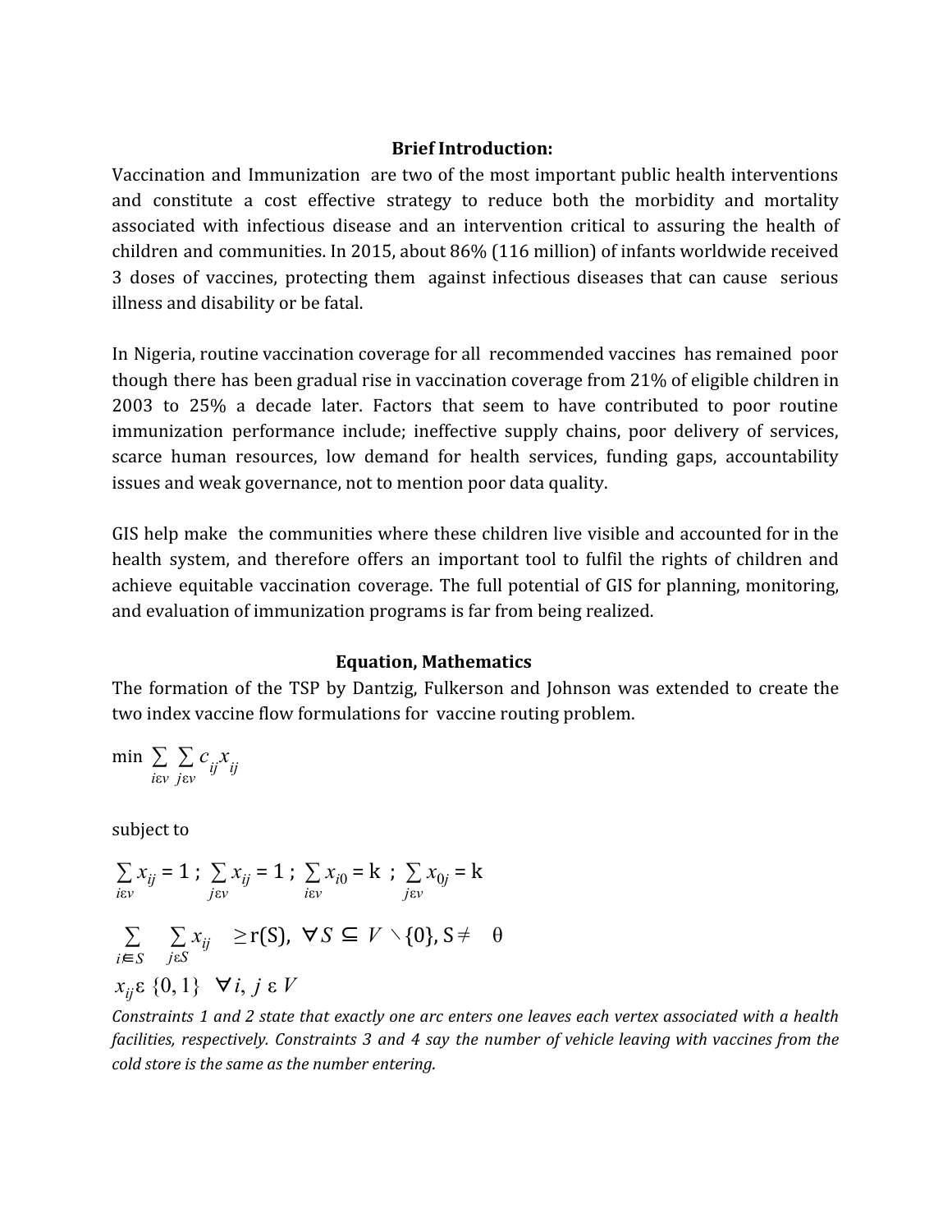**Brief Introduction:**

Vaccination and Immunization are two of the most important public health interventions and constitute a cost effective strategy to reduce both the morbidity and mortality associated with infectious disease and an intervention critical to assuring the health of children and communities. In 2015, about 86% (116 million) of infants worldwide received 3 doses of vaccines, protecting them against infectious diseases that can cause serious illness and disability or be fatal.

In Nigeria, routine vaccination coverage for all recommended vaccines has remained poor though there has been gradual rise in vaccination coverage from 21% of eligible children in 2003 to 25% a decade later. Factors that seem to have contributed to poor routine immunization performance include; ineffective supply chains, poor delivery of services, scarce human resources, low demand for health services, funding gaps, accountability issues and weak governance, not to mention poor data quality.

GIS help make the communities where these children live visible and accounted for in the health system, and therefore offers an important tool to fulfil the rights of children and achieve equitable vaccination coverage. The full potential of GIS for planning, monitoring, and evaluation of immunization programs is far from being realized.

**Equation, Mathematics**

The formation of the TSP by Dantzig, Fulkerson and Johnson was extended to create the two index vaccine flow formulations for vaccine routing problem.

$$\min \sum_{i \varepsilon v} \sum_{j \varepsilon v} c_{ij} x_{ij}$$

subject to

$$\sum_{i \varepsilon v} x_{ij} = 1 \; ; \; \sum_{j \varepsilon v} x_{ij} = 1 \; ; \; \sum_{i \varepsilon v} x_{i0} = \text{k} \; ; \; \sum_{j \varepsilon v} x_{0j} = \text{k}$$

$$\sum_{i \in S} \sum_{j \varepsilon S} x_{ij} \geq \text{r(S)}, \; \forall S \subseteq V \setminus \{0\}, \text{S} \neq \theta$$

$$x_{ij} \varepsilon \{0, 1\} \quad \forall i, \, j \; \varepsilon \; V$$

*Constraints 1 and 2 state that exactly one arc enters one leaves each vertex associated with a health facilities, respectively. Constraints 3 and 4 say the number of vehicle leaving with vaccines from the cold store is the same as the number entering.*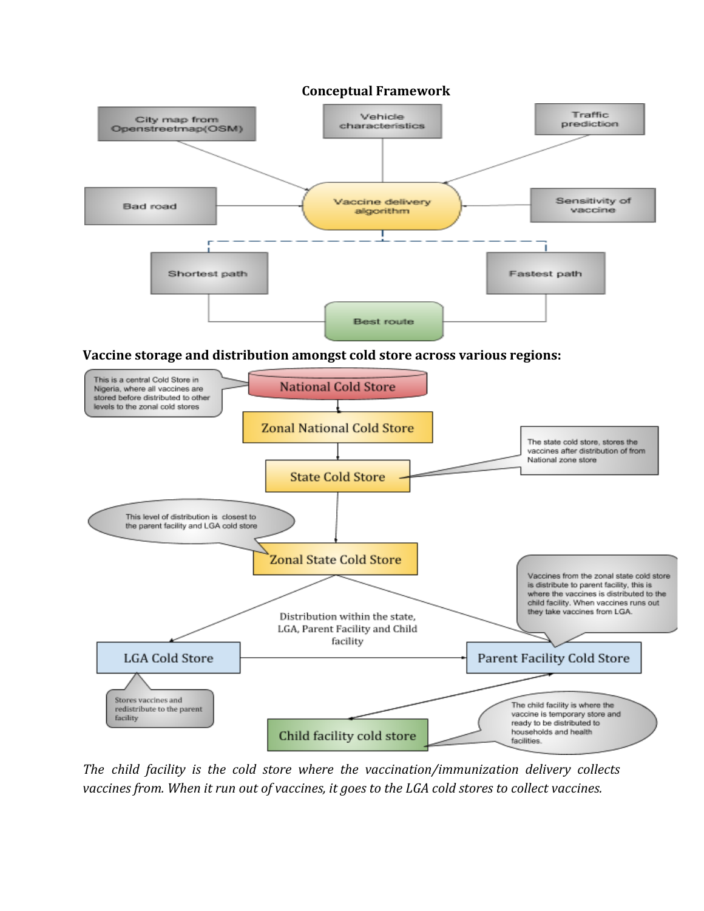**Conceptual Framework**

City map from Openstreetmap(OSM)

Vehicle characteristics

Traffic prediction

Bad road

Vaccine delivery algorithm

Sensitivity of vaccine

Shortest path

Fastest path

Best route

**Vaccine storage and distribution amongst cold store across various regions:**

This is a central Cold Store in Nigeria, where all vaccines are stored before distributed to other levels to the zonal cold stores

National Cold Store

Zonal National Cold Store

The state cold store, stores the vaccines after distribution of from National zone store

State Cold Store

This level of distribution is closest to the parent facility and LGA cold store

Zonal State Cold Store

Vaccines from the zonal state cold store is distribute to parent facility, this is where the vaccines is distributed to the child facility. When vaccines runs out they take vaccines from LGA.

Distribution within the state, LGA, Parent Facility and Child facility

LGA Cold Store

Parent Facility Cold Store

Stores vaccines and redistribute to the parent facility

The child facility is where the vaccine is temporary store and ready to be distributed to households and health facilities.

Child facility cold store

*The child facility is the cold store where the vaccination/immunization delivery collects vaccines from. When it run out of vaccines, it goes to the LGA cold stores to collect vaccines.*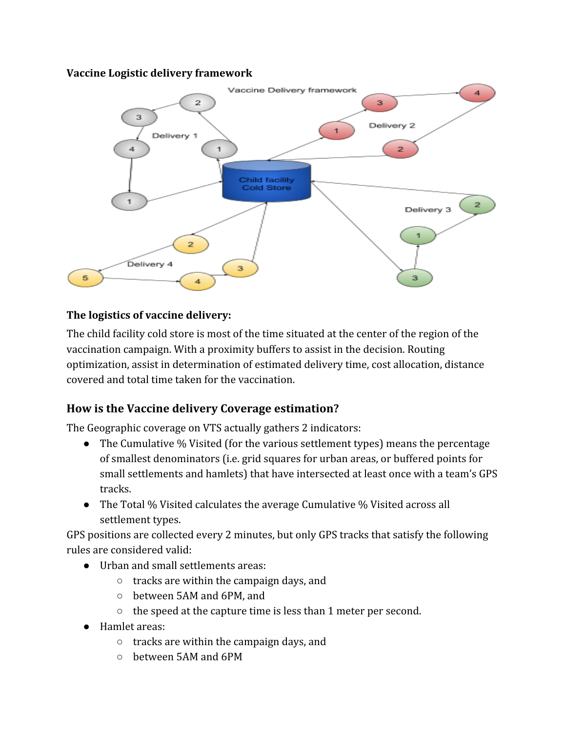**Vaccine Logistic delivery framework**

**The logistics of vaccine delivery:**

The child facility cold store is most of the time situated at the center of the region of the vaccination campaign. With a proximity buffers to assist in the decision. Routing optimization, assist in determination of estimated delivery time, cost allocation, distance covered and total time taken for the vaccination.

## How is the Vaccine delivery Coverage estimation?

The Geographic coverage on VTS actually gathers 2 indicators:

- The Cumulative % Visited (for the various settlement types) means the percentage of smallest denominators (i.e. grid squares for urban areas, or buffered points for small settlements and hamlets) that have intersected at least once with a team's GPS tracks.
- The Total % Visited calculates the average Cumulative % Visited across all settlement types.

GPS positions are collected every 2 minutes, but only GPS tracks that satisfy the following rules are considered valid:

- Urban and small settlements areas:
  - tracks are within the campaign days, and
  - between 5AM and 6PM, and
  - the speed at the capture time is less than 1 meter per second.
- Hamlet areas:
  - tracks are within the campaign days, and
  - between 5AM and 6PM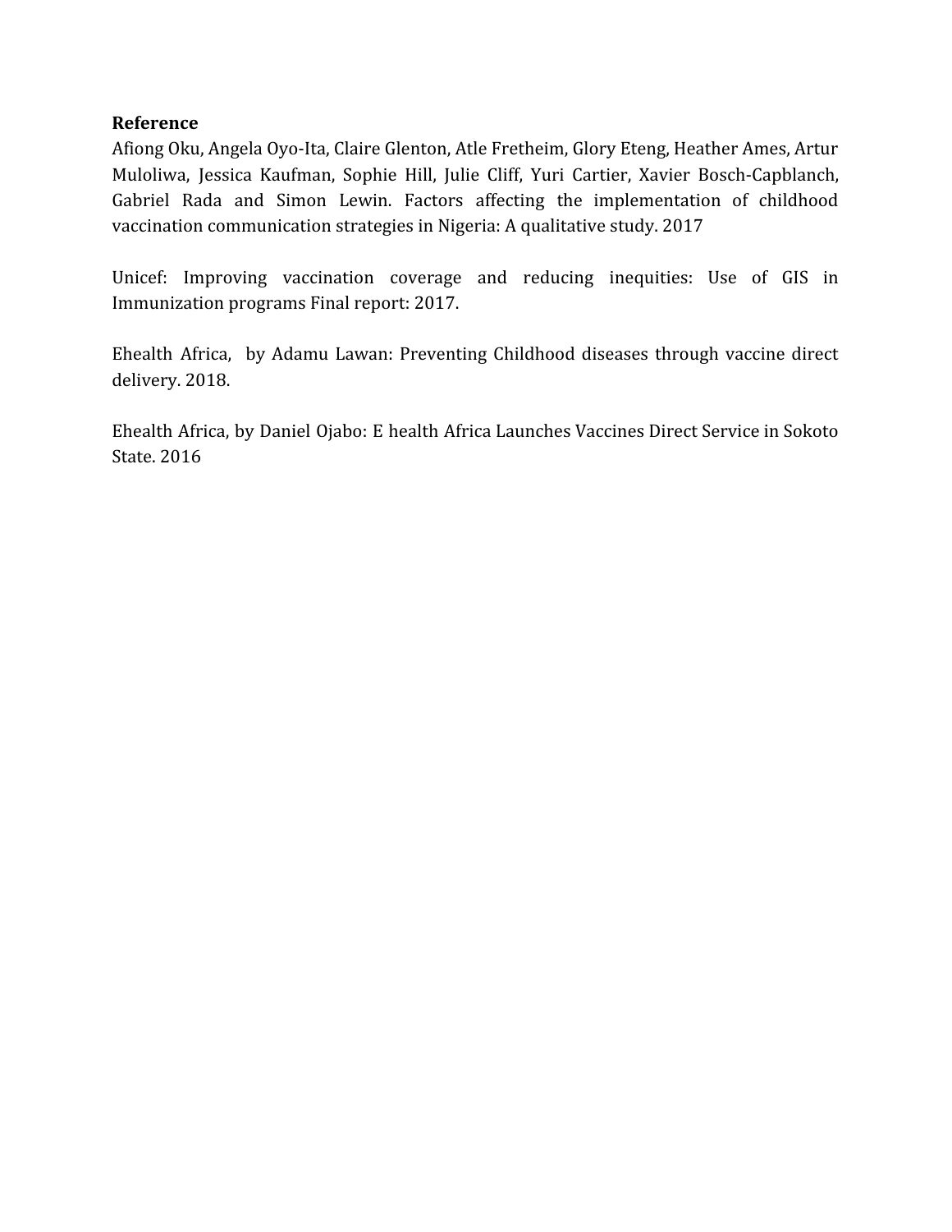**Reference**

Afiong Oku, Angela Oyo-Ita, Claire Glenton, Atle Fretheim, Glory Eteng, Heather Ames, Artur Muloliwa, Jessica Kaufman, Sophie Hill, Julie Cliff, Yuri Cartier, Xavier Bosch-Capblanch, Gabriel Rada and Simon Lewin. Factors affecting the implementation of childhood vaccination communication strategies in Nigeria: A qualitative study. 2017

Unicef: Improving vaccination coverage and reducing inequities: Use of GIS in Immunization programs Final report: 2017.

Ehealth Africa, by Adamu Lawan: Preventing Childhood diseases through vaccine direct delivery. 2018.

Ehealth Africa, by Daniel Ojabo: E health Africa Launches Vaccines Direct Service in Sokoto State. 2016